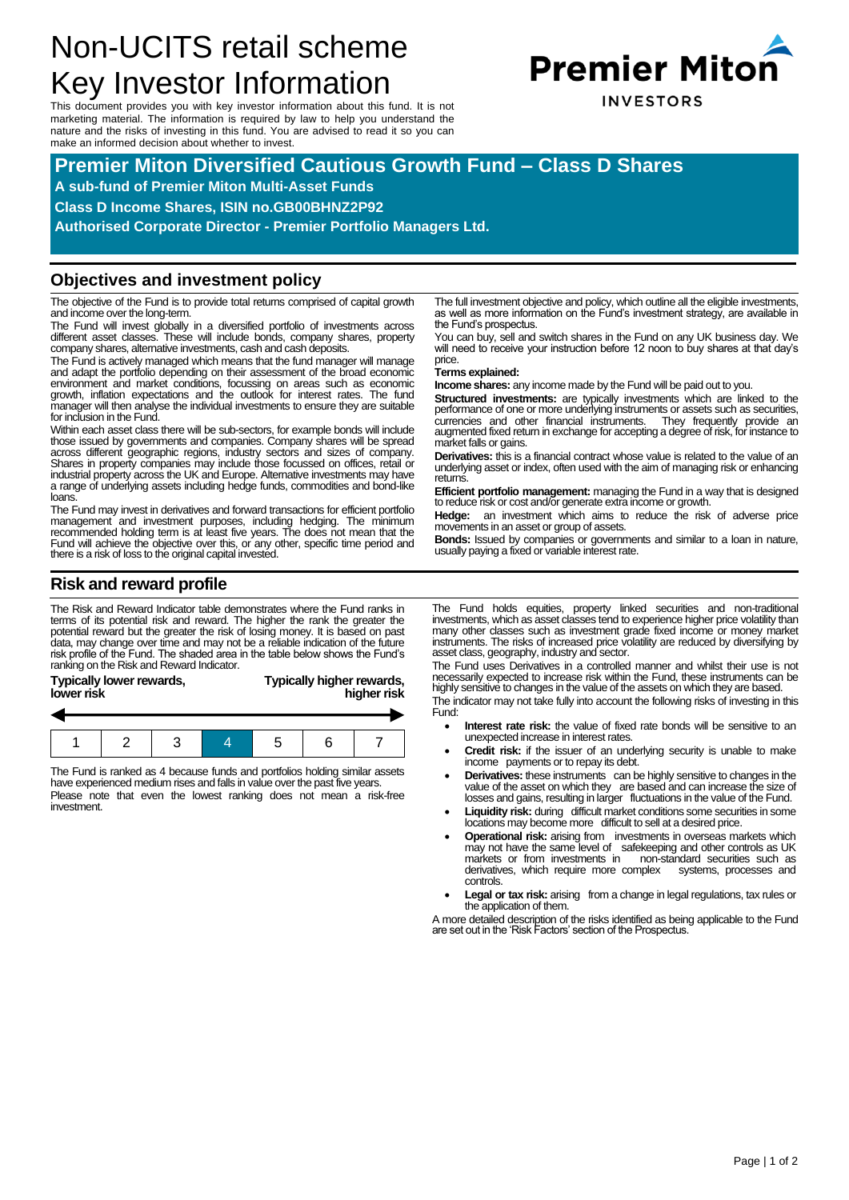# Non-UCITS retail scheme Key Investor Information

This document provides you with key investor information about this fund. It is not marketing material. The information is required by law to help you understand the nature and the risks of investing in this fund. You are advised to read it so you can make an informed decision about whether to invest.

Premier Miton INVESTORS

## Premier Miton Diversified Cautious Growth Fund – Class D Shares

**A sub-fund of Premier Miton Multi-Asset Funds**

**Class D Income Shares, ISIN no.GB00BHNZ2P92**

**Authorised Corporate Director - Premier Portfolio Managers Ltd.**

## Objectives and investment policy

The objective of the Fund is to provide total returns comprised of capital growth and income over the long-term.

The Fund will invest globally in a diversified portfolio of investments across different asset classes. These will include bonds, company shares, property company shares, alternative investments, cash and cash deposits.

The Fund is actively managed which means that the fund manager will manage and adapt the portfolio depending on their assessment of the broad economic environment and market conditions, focussing on areas such as economic growth, inflation expectations and the outlook for interest rates. The fund manager will then analyse the individual investments to ensure they are suitable for inclusion in the Fund.

Within each asset class there will be sub-sectors, for example bonds will include those issued by governments and companies. Company shares will be spread across different geographic regions, industry sectors and sizes of company. Shares in property companies may include those focussed on offices, retail or industrial property across the UK and Europe. Alternative investments may have a range of underlying assets including hedge funds, commodities and bond-like loans.

The Fund may invest in derivatives and forward transactions for efficient portfolio management and investment purposes, including hedging. The minimum recommended holding term is at least five years. The does not mean that the Fund will achieve the objective over this, or any other, specific time period and there is a risk of loss to the original capital invested.

The full investment objective and policy, which outline all the eligible investments, as well as more information on the Fund's investment strategy, are available in the Fund's prospectus.

You can buy, sell and switch shares in the Fund on any UK business day. We will need to receive your instruction before 12 noon to buy shares at that day's price.

**Terms explained:**

**Income shares:** any income made by the Fund will be paid out to you.

**Structured investments:** are typically investments which are linked to the performance of one or more underlying instruments or assets such as securities, currencies and other financial instruments. They frequently provide an augmented fixed return in exchange for accepting a degree of risk, for instance to market falls or gains.

**Derivatives:** this is a financial contract whose value is related to the value of an underlying asset or index, often used with the aim of managing risk or enhancing returns.

**Efficient portfolio management:** managing the Fund in a way that is designed to reduce risk or cost and/or generate extra income or growth.

**Hedge:** an investment which aims to reduce the risk of adverse price movements in an asset or group of assets.

**Bonds:** Issued by companies or governments and similar to a loan in nature, usually paying a fixed or variable interest rate.

## Risk and reward profile

The Risk and Reward Indicator table demonstrates where the Fund ranks in terms of its potential risk and reward. The higher the rank the greater the potential reward but the greater the risk of losing money. It is based on past data, may change over time and may not be a reliable indication of the future risk profile of the Fund. The shaded area in the table below shows the Fund's ranking on the Risk and Reward Indicator.

**Typically lower rewards, lower risk** | **Typically higher rewards, higher risk**

| 1 | 2 | 3 | **4** | 5 | 6 | 7 |
|---|---|---|---|---|---|---|

The Fund is ranked as 4 because funds and portfolios holding similar assets have experienced medium rises and falls in value over the past five years.

Please note that even the lowest ranking does not mean a risk-free investment.

The Fund holds equities, property linked securities and non-traditional investments, which as asset classes tend to experience higher price volatility than many other classes such as investment grade fixed income or money market instruments. The risks of increased price volatility are reduced by diversifying by asset class, geography, industry and sector.

The Fund uses Derivatives in a controlled manner and whilst their use is not necessarily expected to increase risk within the Fund, these instruments can be highly sensitive to changes in the value of the assets on which they are based.

The indicator may not take fully into account the following risks of investing in this Fund:

- **Interest rate risk:** the value of fixed rate bonds will be sensitive to an unexpected increase in interest rates.
- **Credit risk:** if the issuer of an underlying security is unable to make income payments or to repay its debt.
- **Derivatives:** these instruments can be highly sensitive to changes in the value of the asset on which they are based and can increase the size of losses and gains, resulting in larger fluctuations in the value of the Fund.
- **Liquidity risk:** during difficult market conditions some securities in some locations may become more difficult to sell at a desired price.
- **Operational risk:** arising from investments in overseas markets which may not have the same level of safekeeping and other controls as UK markets or from investments in non-standard securities such as derivatives, which require more complex systems, processes and controls.
- **Legal or tax risk:** arising from a change in legal regulations, tax rules or the application of them.

A more detailed description of the risks identified as being applicable to the Fund are set out in the 'Risk Factors' section of the Prospectus.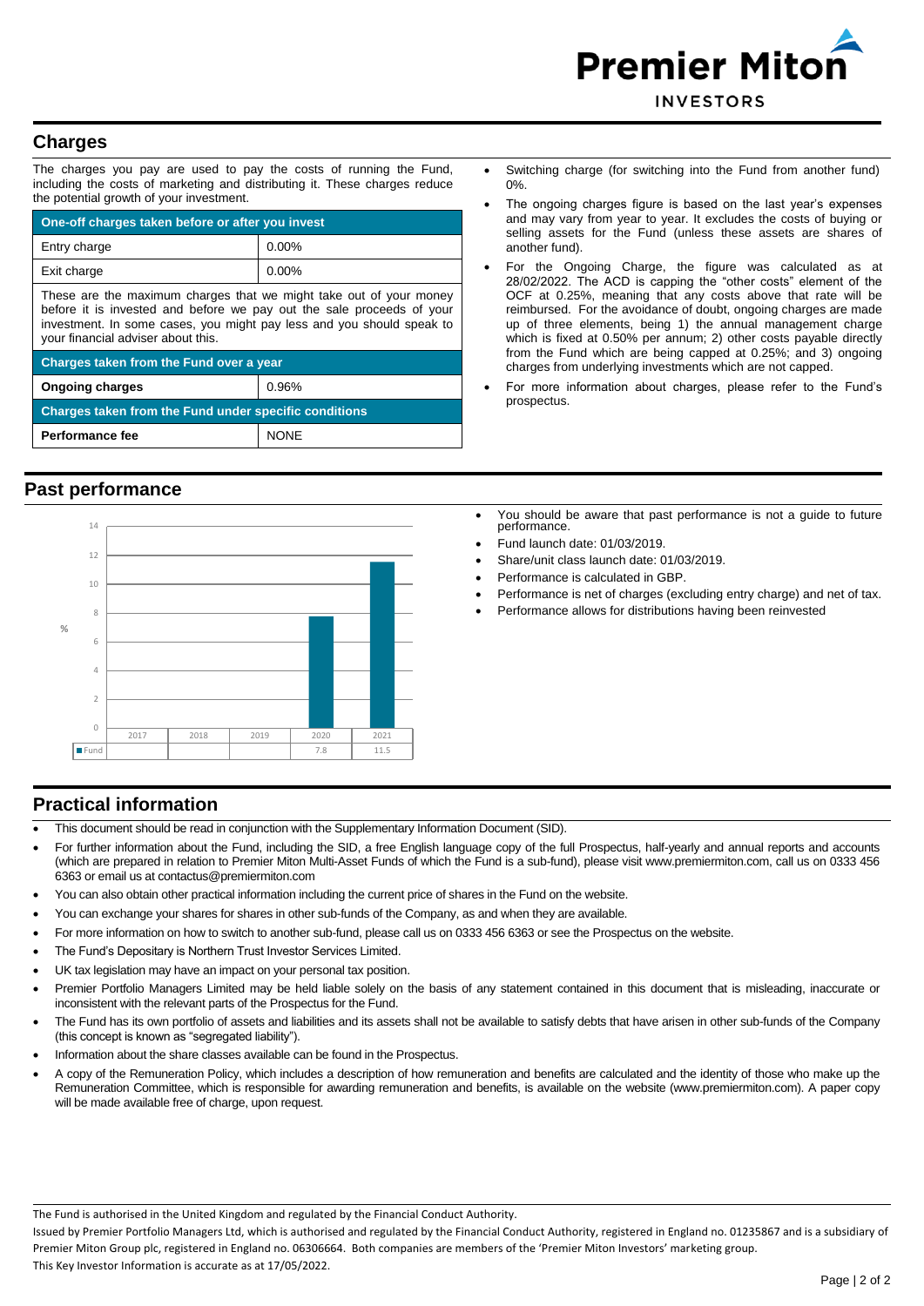## Charges

The charges you pay are used to pay the costs of running the Fund, including the costs of marketing and distributing it. These charges reduce the potential growth of your investment.

| One-off charges taken before or after you invest | |
|---|---|
| Entry charge | 0.00% |
| Exit charge | 0.00% |
| These are the maximum charges that we might take out of your money before it is invested and before we pay out the sale proceeds of your investment. In some cases, you might pay less and you should speak to your financial adviser about this. | |
| **Charges taken from the Fund over a year** | |
| **Ongoing charges** | 0.96% |
| **Charges taken from the Fund under specific conditions** | |
| **Performance fee** | NONE |

- Switching charge (for switching into the Fund from another fund) 0%.
- The ongoing charges figure is based on the last year's expenses and may vary from year to year. It excludes the costs of buying or selling assets for the Fund (unless these assets are shares of another fund).
- For the Ongoing Charge, the figure was calculated as at 28/02/2022. The ACD is capping the "other costs" element of the OCF at 0.25%, meaning that any costs above that rate will be reimbursed. For the avoidance of doubt, ongoing charges are made up of three elements, being 1) the annual management charge which is fixed at 0.50% per annum; 2) other costs payable directly from the Fund which are being capped at 0.25%; and 3) ongoing charges from underlying investments which are not capped.
- For more information about charges, please refer to the Fund's prospectus.

## Past performance

%
14
12
10
8
6
4
2
0
2017 2018 2019 2020 2021
Fund: 7.8 (2020), 11.5 (2021)

- You should be aware that past performance is not a guide to future performance.
- Fund launch date: 01/03/2019.
- Share/unit class launch date: 01/03/2019.
- Performance is calculated in GBP.
- Performance is net of charges (excluding entry charge) and net of tax.
- Performance allows for distributions having been reinvested

## Practical information

- This document should be read in conjunction with the Supplementary Information Document (SID).
- For further information about the Fund, including the SID, a free English language copy of the full Prospectus, half-yearly and annual reports and accounts (which are prepared in relation to Premier Miton Multi-Asset Funds of which the Fund is a sub-fund), please visit www.premiermiton.com, call us on 0333 456 6363 or email us at contactus@premiermiton.com
- You can also obtain other practical information including the current price of shares in the Fund on the website.
- You can exchange your shares for shares in other sub-funds of the Company, as and when they are available.
- For more information on how to switch to another sub-fund, please call us on 0333 456 6363 or see the Prospectus on the website.
- The Fund's Depositary is Northern Trust Investor Services Limited.
- UK tax legislation may have an impact on your personal tax position.
- Premier Portfolio Managers Limited may be held liable solely on the basis of any statement contained in this document that is misleading, inaccurate or inconsistent with the relevant parts of the Prospectus for the Fund.
- The Fund has its own portfolio of assets and liabilities and its assets shall not be available to satisfy debts that have arisen in other sub-funds of the Company (this concept is known as "segregated liability").
- Information about the share classes available can be found in the Prospectus.
- A copy of the Remuneration Policy, which includes a description of how remuneration and benefits are calculated and the identity of those who make up the Remuneration Committee, which is responsible for awarding remuneration and benefits, is available on the website (www.premiermiton.com). A paper copy will be made available free of charge, upon request.

The Fund is authorised in the United Kingdom and regulated by the Financial Conduct Authority.

Issued by Premier Portfolio Managers Ltd, which is authorised and regulated by the Financial Conduct Authority, registered in England no. 01235867 and is a subsidiary of Premier Miton Group plc, registered in England no. 06306664. Both companies are members of the 'Premier Miton Investors' marketing group.

This Key Investor Information is accurate as at 17/05/2022.